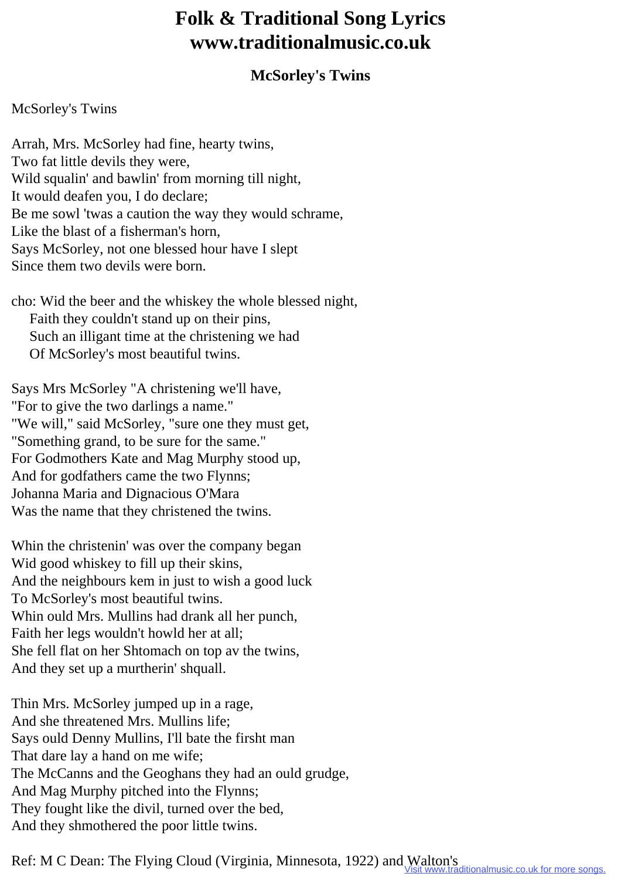# Folk & Traditional Song Lyrics
# www.traditionalmusic.co.uk

### McSorley's Twins

McSorley's Twins

Arrah, Mrs. McSorley had fine, hearty twins,
Two fat little devils they were,
Wild squalin' and bawlin' from morning till night,
It would deafen you, I do declare;
Be me sowl 'twas a caution the way they would schrame,
Like the blast of a fisherman's horn,
Says McSorley, not one blessed hour have I slept
Since them two devils were born.

cho: Wid the beer and the whiskey the whole blessed night,
    Faith they couldn't stand up on their pins,
    Such an illigant time at the christening we had
    Of McSorley's most beautiful twins.

Says Mrs McSorley "A christening we'll have,
"For to give the two darlings a name."
"We will," said McSorley, "sure one they must get,
"Something grand, to be sure for the same."
For Godmothers Kate and Mag Murphy stood up,
And for godfathers came the two Flynns;
Johanna Maria and Dignacious O'Mara
Was the name that they christened the twins.

Whin the christenin' was over the company began
Wid good whiskey to fill up their skins,
And the neighbours kem in just to wish a good luck
To McSorley's most beautiful twins.
Whin ould Mrs. Mullins had drank all her punch,
Faith her legs wouldn't howld her at all;
She fell flat on her Shtomach on top av the twins,
And they set up a murtherin' shquall.

Thin Mrs. McSorley jumped up in a rage,
And she threatened Mrs. Mullins life;
Says ould Denny Mullins, I'll bate the firsht man
That dare lay a hand on me wife;
The McCanns and the Geoghans they had an ould grudge,
And Mag Murphy pitched into the Flynns;
They fought like the divil, turned over the bed,
And they shmothered the poor little twins.

Ref: M C Dean: The Flying Cloud (Virginia, Minnesota, 1922) and Walton's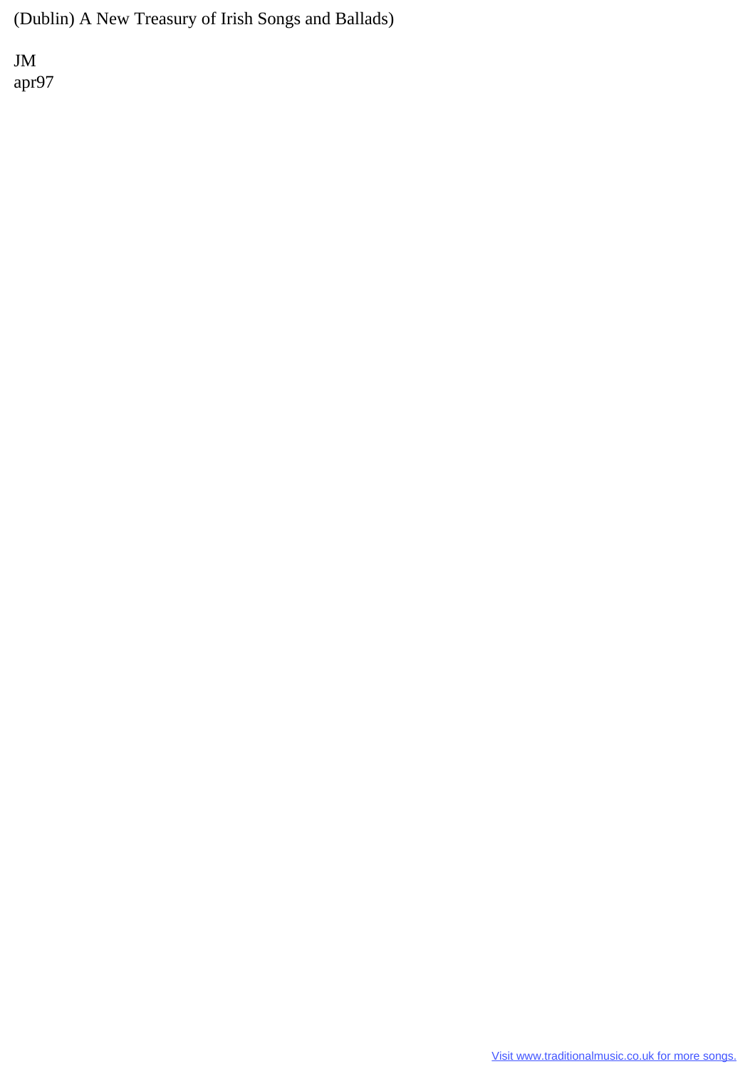(Dublin) A New Treasury of Irish Songs and Ballads)

JM
apr97